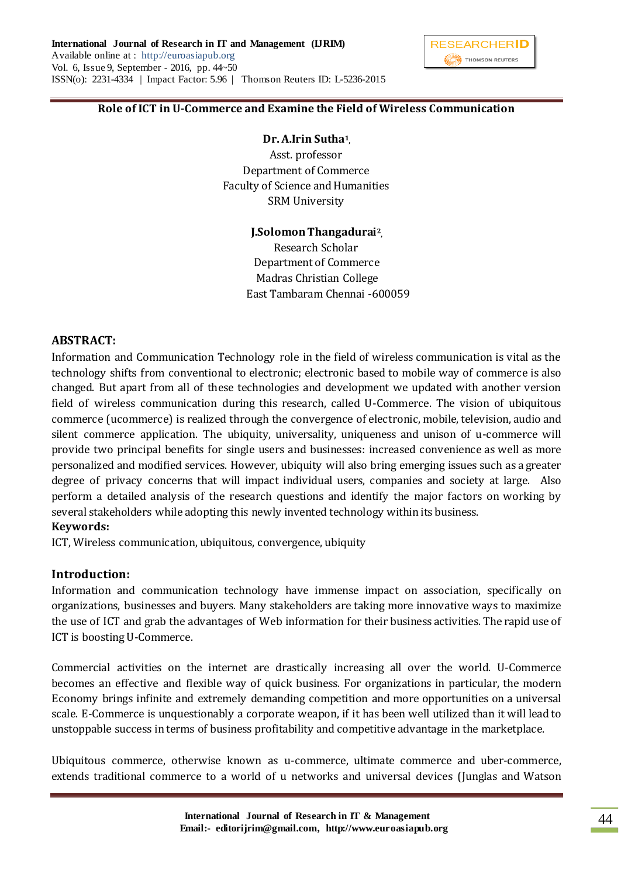# Role of ICT in U-Commerce and Examine the Field of Wireless Communication

**Dr. A.Irin Sutha**[1],
Asst. professor
Department of Commerce
Faculty of Science and Humanities
SRM University

**J.Solomon Thangadurai**[2],
Research Scholar
Department of Commerce
Madras Christian College
East Tambaram Chennai -600059

## ABSTRACT:

Information and Communication Technology role in the field of wireless communication is vital as the technology shifts from conventional to electronic; electronic based to mobile way of commerce is also changed. But apart from all of these technologies and development we updated with another version field of wireless communication during this research, called U-Commerce. The vision of ubiquitous commerce (ucommerce) is realized through the convergence of electronic, mobile, television, audio and silent commerce application. The ubiquity, universality, uniqueness and unison of u-commerce will provide two principal benefits for single users and businesses: increased convenience as well as more personalized and modified services. However, ubiquity will also bring emerging issues such as a greater degree of privacy concerns that will impact individual users, companies and society at large. Also perform a detailed analysis of the research questions and identify the major factors on working by several stakeholders while adopting this newly invented technology within its business.

**Keywords:**

ICT, Wireless communication, ubiquitous, convergence, ubiquity

## Introduction:

Information and communication technology have immense impact on association, specifically on organizations, businesses and buyers. Many stakeholders are taking more innovative ways to maximize the use of ICT and grab the advantages of Web information for their business activities. The rapid use of ICT is boosting U-Commerce.

Commercial activities on the internet are drastically increasing all over the world. U-Commerce becomes an effective and flexible way of quick business. For organizations in particular, the modern Economy brings infinite and extremely demanding competition and more opportunities on a universal scale. E-Commerce is unquestionably a corporate weapon, if it has been well utilized than it will lead to unstoppable success in terms of business profitability and competitive advantage in the marketplace.

Ubiquitous commerce, otherwise known as u-commerce, ultimate commerce and uber-commerce, extends traditional commerce to a world of u networks and universal devices (Junglas and Watson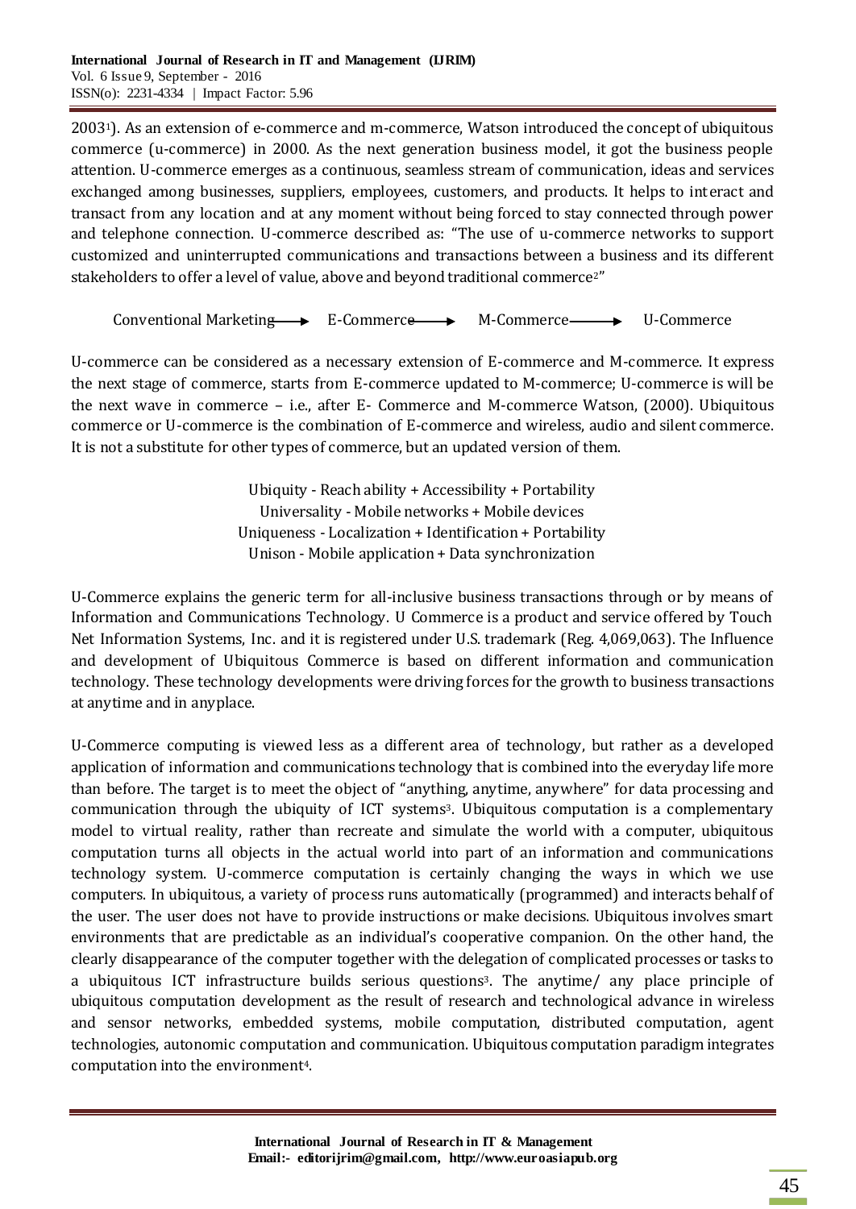2003[1]). As an extension of e-commerce and m-commerce, Watson introduced the concept of ubiquitous commerce (u-commerce) in 2000. As the next generation business model, it got the business people attention. U-commerce emerges as a continuous, seamless stream of communication, ideas and services exchanged among businesses, suppliers, employees, customers, and products. It helps to interact and transact from any location and at any moment without being forced to stay connected through power and telephone connection. U-commerce described as: "The use of u-commerce networks to support customized and uninterrupted communications and transactions between a business and its different stakeholders to offer a level of value, above and beyond traditional commerce[2]"

Conventional Marketing → E-Commerce → M-Commerce → U-Commerce

U-commerce can be considered as a necessary extension of E-commerce and M-commerce. It express the next stage of commerce, starts from E-commerce updated to M-commerce; U-commerce is will be the next wave in commerce – i.e., after E- Commerce and M-commerce Watson, (2000). Ubiquitous commerce or U-commerce is the combination of E-commerce and wireless, audio and silent commerce. It is not a substitute for other types of commerce, but an updated version of them.

Ubiquity - Reach ability + Accessibility + Portability
Universality - Mobile networks + Mobile devices
Uniqueness - Localization + Identification + Portability
Unison - Mobile application + Data synchronization

U-Commerce explains the generic term for all-inclusive business transactions through or by means of Information and Communications Technology. U Commerce is a product and service offered by Touch Net Information Systems, Inc. and it is registered under U.S. trademark (Reg. 4,069,063). The Influence and development of Ubiquitous Commerce is based on different information and communication technology. These technology developments were driving forces for the growth to business transactions at anytime and in anyplace.

U-Commerce computing is viewed less as a different area of technology, but rather as a developed application of information and communications technology that is combined into the everyday life more than before. The target is to meet the object of "anything, anytime, anywhere" for data processing and communication through the ubiquity of ICT systems[3]. Ubiquitous computation is a complementary model to virtual reality, rather than recreate and simulate the world with a computer, ubiquitous computation turns all objects in the actual world into part of an information and communications technology system. U-commerce computation is certainly changing the ways in which we use computers. In ubiquitous, a variety of process runs automatically (programmed) and interacts behalf of the user. The user does not have to provide instructions or make decisions. Ubiquitous involves smart environments that are predictable as an individual's cooperative companion. On the other hand, the clearly disappearance of the computer together with the delegation of complicated processes or tasks to a ubiquitous ICT infrastructure builds serious questions[3]. The anytime/ any place principle of ubiquitous computation development as the result of research and technological advance in wireless and sensor networks, embedded systems, mobile computation, distributed computation, agent technologies, autonomic computation and communication. Ubiquitous computation paradigm integrates computation into the environment[4].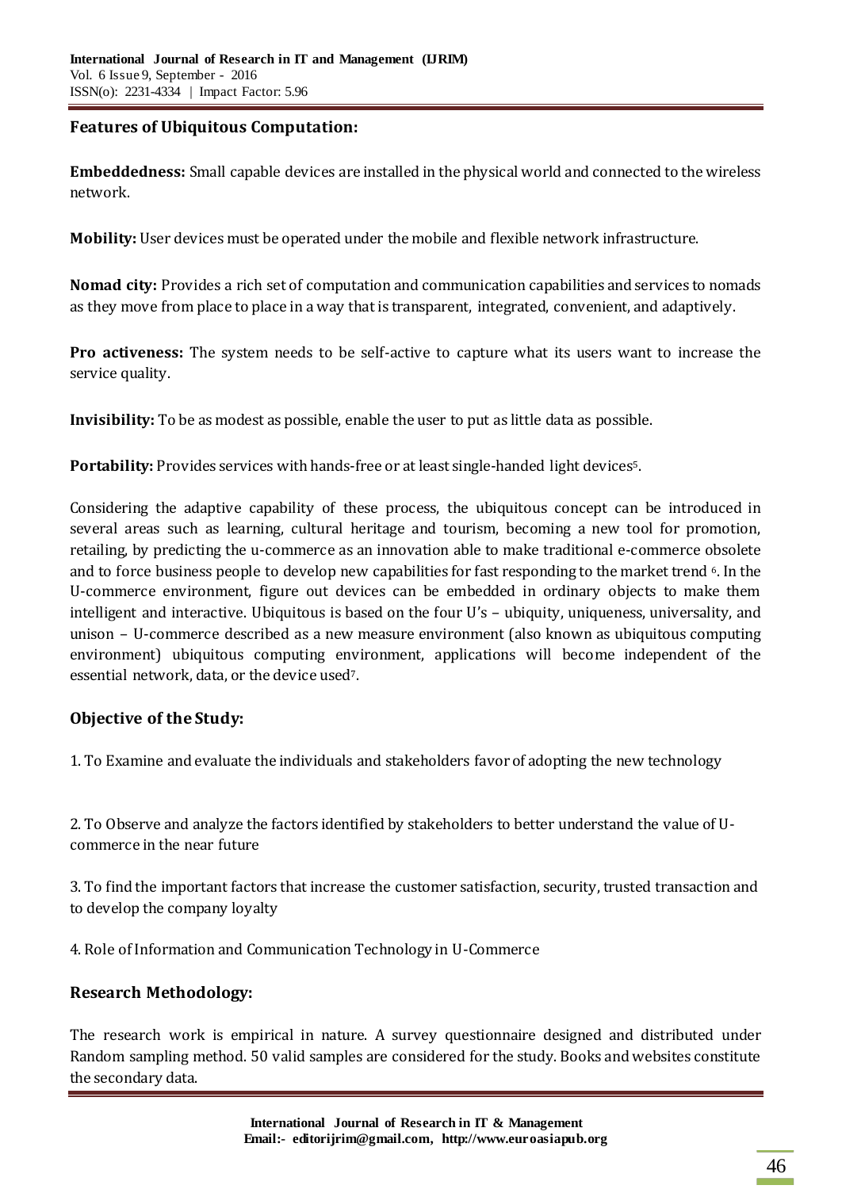### Features of Ubiquitous Computation:

**Embeddedness:** Small capable devices are installed in the physical world and connected to the wireless network.

**Mobility:** User devices must be operated under the mobile and flexible network infrastructure.

**Nomad city:** Provides a rich set of computation and communication capabilities and services to nomads as they move from place to place in a way that is transparent, integrated, convenient, and adaptively.

**Pro activeness:** The system needs to be self-active to capture what its users want to increase the service quality.

**Invisibility:** To be as modest as possible, enable the user to put as little data as possible.

**Portability:** Provides services with hands-free or at least single-handed light devices[5].

Considering the adaptive capability of these process, the ubiquitous concept can be introduced in several areas such as learning, cultural heritage and tourism, becoming a new tool for promotion, retailing, by predicting the u-commerce as an innovation able to make traditional e-commerce obsolete and to force business people to develop new capabilities for fast responding to the market trend [6]. In the U-commerce environment, figure out devices can be embedded in ordinary objects to make them intelligent and interactive. Ubiquitous is based on the four U's – ubiquity, uniqueness, universality, and unison – U-commerce described as a new measure environment (also known as ubiquitous computing environment) ubiquitous computing environment, applications will become independent of the essential network, data, or the device used[7].

### Objective of the Study:

1. To Examine and evaluate the individuals and stakeholders favor of adopting the new technology

2. To Observe and analyze the factors identified by stakeholders to better understand the value of U-commerce in the near future

3. To find the important factors that increase the customer satisfaction, security, trusted transaction and to develop the company loyalty

4. Role of Information and Communication Technology in U-Commerce

### Research Methodology:

The research work is empirical in nature. A survey questionnaire designed and distributed under Random sampling method. 50 valid samples are considered for the study. Books and websites constitute the secondary data.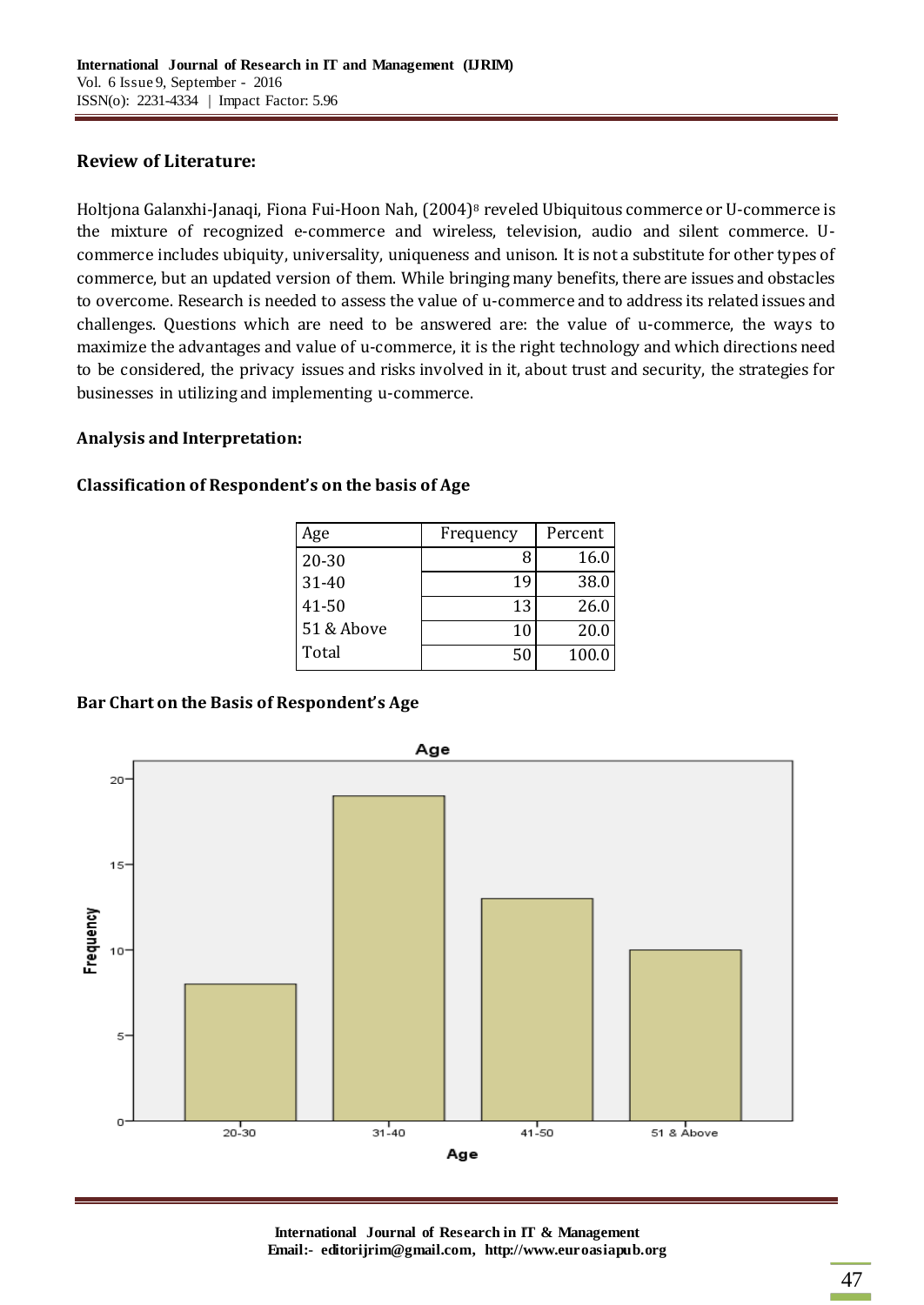## Review of Literature:

Holtjona Galanxhi-Janaqi, Fiona Fui-Hoon Nah, (2004)[8] reveled Ubiquitous commerce or U-commerce is the mixture of recognized e-commerce and wireless, television, audio and silent commerce. U-commerce includes ubiquity, universality, uniqueness and unison. It is not a substitute for other types of commerce, but an updated version of them. While bringing many benefits, there are issues and obstacles to overcome. Research is needed to assess the value of u-commerce and to address its related issues and challenges. Questions which are need to be answered are: the value of u-commerce, the ways to maximize the advantages and value of u-commerce, it is the right technology and which directions need to be considered, the privacy issues and risks involved in it, about trust and security, the strategies for businesses in utilizing and implementing u-commerce.

## Analysis and Interpretation:

### Classification of Respondent's on the basis of Age

| Age | Frequency | Percent |
|---|---|---|
| 20-30 | 8 | 16.0 |
| 31-40 | 19 | 38.0 |
| 41-50 | 13 | 26.0 |
| 51 & Above | 10 | 20.0 |
| Total | 50 | 100.0 |

### Bar Chart on the Basis of Respondent's Age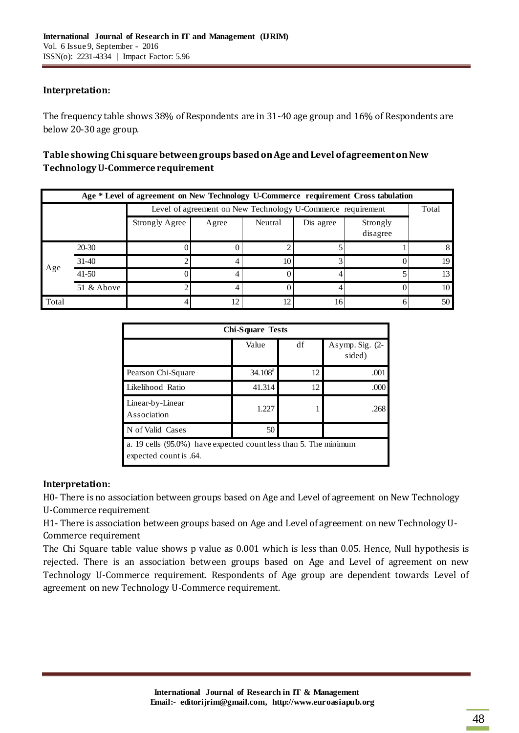**Interpretation:**

The frequency table shows 38% of Respondents are in 31-40 age group and 16% of Respondents are below 20-30 age group.

**Table showing Chi square between groups based on Age and Level of agreement on New Technology U-Commerce requirement**

| Age * Level of agreement on New Technology U-Commerce requirement Cross tabulation | | | | | | | |
|---|---|---|---|---|---|---|---|
| | | Level of agreement on New Technology U-Commerce requirement | | | | | Total |
| | | Strongly Agree | Agree | Neutral | Dis agree | Strongly disagree | |
| Age | 20-30 | 0 | 0 | 2 | 5 | 1 | 8 |
| | 31-40 | 2 | 4 | 10 | 3 | 0 | 19 |
| | 41-50 | 0 | 4 | 0 | 4 | 5 | 13 |
| | 51 & Above | 2 | 4 | 0 | 4 | 0 | 10 |
| Total | | 4 | 12 | 12 | 16 | 6 | 50 |

| Chi-Square Tests | | | |
|---|---|---|---|
| | Value | df | Asymp. Sig. (2-sided) |
| Pearson Chi-Square | 34.108[a] | 12 | .001 |
| Likelihood Ratio | 41.314 | 12 | .000 |
| Linear-by-Linear Association | 1.227 | 1 | .268 |
| N of Valid Cases | 50 | | |
| a. 19 cells (95.0%) have expected count less than 5. The minimum expected count is .64. | | | |

**Interpretation:**

H0- There is no association between groups based on Age and Level of agreement on New Technology U-Commerce requirement

H1- There is association between groups based on Age and Level of agreement on new Technology U-Commerce requirement

The Chi Square table value shows p value as 0.001 which is less than 0.05. Hence, Null hypothesis is rejected. There is an association between groups based on Age and Level of agreement on new Technology U-Commerce requirement. Respondents of Age group are dependent towards Level of agreement on new Technology U-Commerce requirement.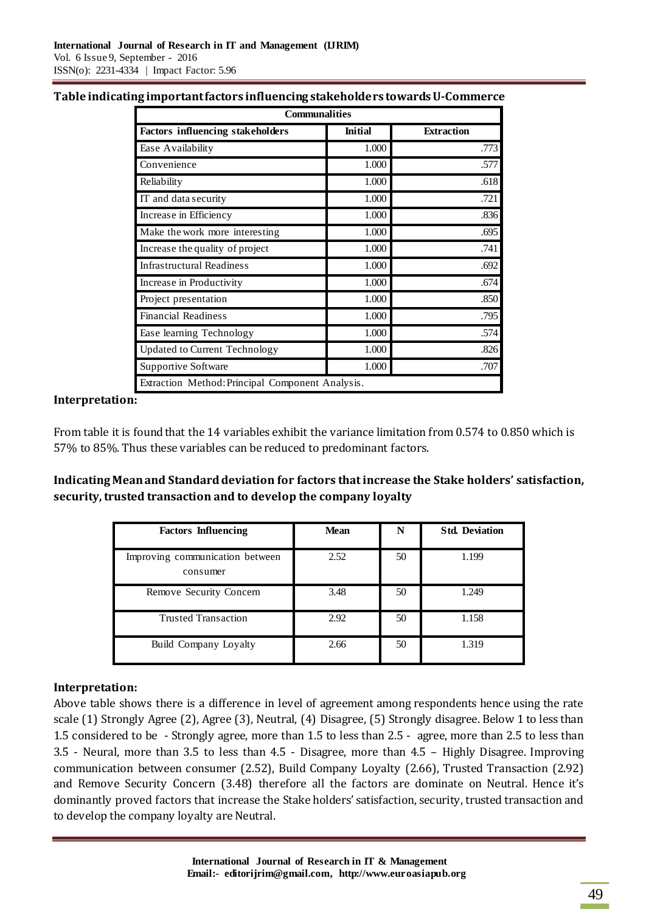**Table indicating important factors influencing stakeholders towards U-Commerce**

| Communalities | | |
|---|---|---|
| **Factors influencing stakeholders** | **Initial** | **Extraction** |
| Ease Availability | 1.000 | .773 |
| Convenience | 1.000 | .577 |
| Reliability | 1.000 | .618 |
| IT and data security | 1.000 | .721 |
| Increase in Efficiency | 1.000 | .836 |
| Make the work more interesting | 1.000 | .695 |
| Increase the quality of project | 1.000 | .741 |
| Infrastructural Readiness | 1.000 | .692 |
| Increase in Productivity | 1.000 | .674 |
| Project presentation | 1.000 | .850 |
| Financial Readiness | 1.000 | .795 |
| Ease learning Technology | 1.000 | .574 |
| Updated to Current Technology | 1.000 | .826 |
| Supportive Software | 1.000 | .707 |
| Extraction Method: Principal Component Analysis. | | |

**Interpretation:**

From table it is found that the 14 variables exhibit the variance limitation from 0.574 to 0.850 which is 57% to 85%. Thus these variables can be reduced to predominant factors.

**Indicating Mean and Standard deviation for factors that increase the Stake holders' satisfaction, security, trusted transaction and to develop the company loyalty**

| Factors Influencing | Mean | N | Std. Deviation |
|---|---|---|---|
| Improving communication between consumer | 2.52 | 50 | 1.199 |
| Remove Security Concern | 3.48 | 50 | 1.249 |
| Trusted Transaction | 2.92 | 50 | 1.158 |
| Build Company Loyalty | 2.66 | 50 | 1.319 |

**Interpretation:**

Above table shows there is a difference in level of agreement among respondents hence using the rate scale (1) Strongly Agree (2), Agree (3), Neutral, (4) Disagree, (5) Strongly disagree. Below 1 to less than 1.5 considered to be - Strongly agree, more than 1.5 to less than 2.5 - agree, more than 2.5 to less than 3.5 - Neural, more than 3.5 to less than 4.5 - Disagree, more than 4.5 – Highly Disagree. Improving communication between consumer (2.52), Build Company Loyalty (2.66), Trusted Transaction (2.92) and Remove Security Concern (3.48) therefore all the factors are dominate on Neutral. Hence it's dominantly proved factors that increase the Stake holders' satisfaction, security, trusted transaction and to develop the company loyalty are Neutral.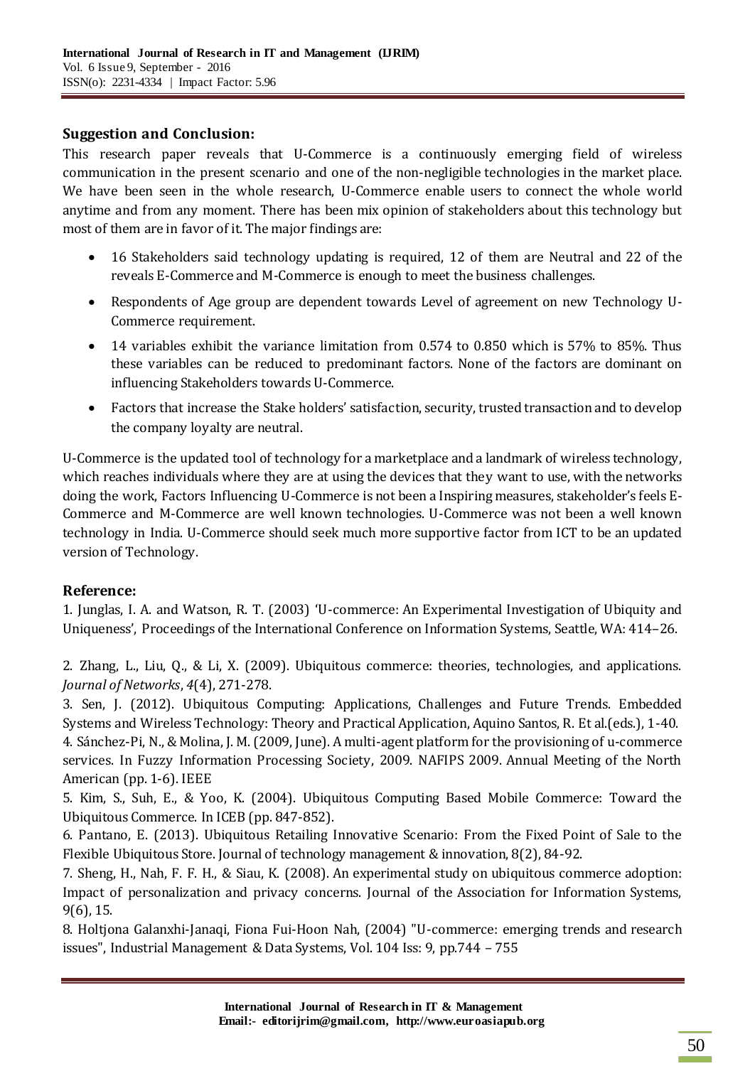## Suggestion and Conclusion:

This research paper reveals that U-Commerce is a continuously emerging field of wireless communication in the present scenario and one of the non-negligible technologies in the market place. We have been seen in the whole research, U-Commerce enable users to connect the whole world anytime and from any moment. There has been mix opinion of stakeholders about this technology but most of them are in favor of it. The major findings are:

- 16 Stakeholders said technology updating is required, 12 of them are Neutral and 22 of the reveals E-Commerce and M-Commerce is enough to meet the business challenges.
- Respondents of Age group are dependent towards Level of agreement on new Technology U-Commerce requirement.
- 14 variables exhibit the variance limitation from 0.574 to 0.850 which is 57% to 85%. Thus these variables can be reduced to predominant factors. None of the factors are dominant on influencing Stakeholders towards U-Commerce.
- Factors that increase the Stake holders' satisfaction, security, trusted transaction and to develop the company loyalty are neutral.

U-Commerce is the updated tool of technology for a marketplace and a landmark of wireless technology, which reaches individuals where they are at using the devices that they want to use, with the networks doing the work, Factors Influencing U-Commerce is not been a Inspiring measures, stakeholder's feels E-Commerce and M-Commerce are well known technologies. U-Commerce was not been a well known technology in India. U-Commerce should seek much more supportive factor from ICT to be an updated version of Technology.

## Reference:

1. Junglas, I. A. and Watson, R. T. (2003) 'U-commerce: An Experimental Investigation of Ubiquity and Uniqueness', Proceedings of the International Conference on Information Systems, Seattle, WA: 414–26.

2. Zhang, L., Liu, Q., & Li, X. (2009). Ubiquitous commerce: theories, technologies, and applications. *Journal of Networks*, *4*(4), 271-278.

3. Sen, J. (2012). Ubiquitous Computing: Applications, Challenges and Future Trends. Embedded Systems and Wireless Technology: Theory and Practical Application, Aquino Santos, R. Et al.(eds.), 1-40.

4. Sánchez-Pi, N., & Molina, J. M. (2009, June). A multi-agent platform for the provisioning of u-commerce services. In Fuzzy Information Processing Society, 2009. NAFIPS 2009. Annual Meeting of the North American (pp. 1-6). IEEE

5. Kim, S., Suh, E., & Yoo, K. (2004). Ubiquitous Computing Based Mobile Commerce: Toward the Ubiquitous Commerce. In ICEB (pp. 847-852).

6. Pantano, E. (2013). Ubiquitous Retailing Innovative Scenario: From the Fixed Point of Sale to the Flexible Ubiquitous Store. Journal of technology management & innovation, 8(2), 84-92.

7. Sheng, H., Nah, F. F. H., & Siau, K. (2008). An experimental study on ubiquitous commerce adoption: Impact of personalization and privacy concerns. Journal of the Association for Information Systems, 9(6), 15.

8. Holtjona Galanxhi-Janaqi, Fiona Fui-Hoon Nah, (2004) "U-commerce: emerging trends and research issues", Industrial Management & Data Systems, Vol. 104 Iss: 9, pp.744 – 755